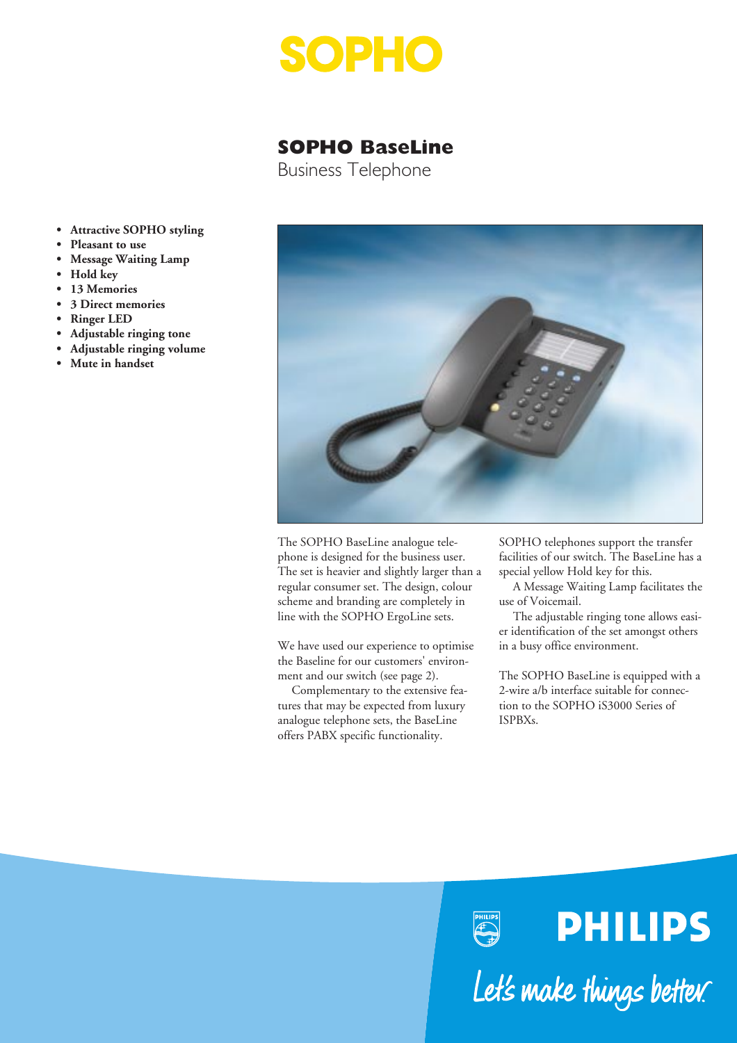SOPHO

# SOPHO BaseLine

Business Telephone

- **Attractive SOPHO styling**
- **Pleasant to use**
- **Message Waiting Lamp**
- **Hold key**
- **13 Memories**
- **3 Direct memories**
- **Ringer LED**
- **Adjustable ringing tone**
- **Adjustable ringing volume**
- **Mute in handset**

The SOPHO BaseLine analogue telephone is designed for the business user. The set is heavier and slightly larger than a regular consumer set. The design, colour scheme and branding are completely in line with the SOPHO ErgoLine sets.

We have used our experience to optimise the Baseline for our customers' environment and our switch (see page 2).

Complementary to the extensive features that may be expected from luxury analogue telephone sets, the BaseLine offers PABX specific functionality.

SOPHO telephones support the transfer facilities of our switch. The BaseLine has a special yellow Hold key for this.

A Message Waiting Lamp facilitates the use of Voicemail.

The adjustable ringing tone allows easier identification of the set amongst others in a busy office environment.

The SOPHO BaseLine is equipped with a 2-wire a/b interface suitable for connection to the SOPHO iS3000 Series of ISPBXs.

PHILIPS

Let's make things better.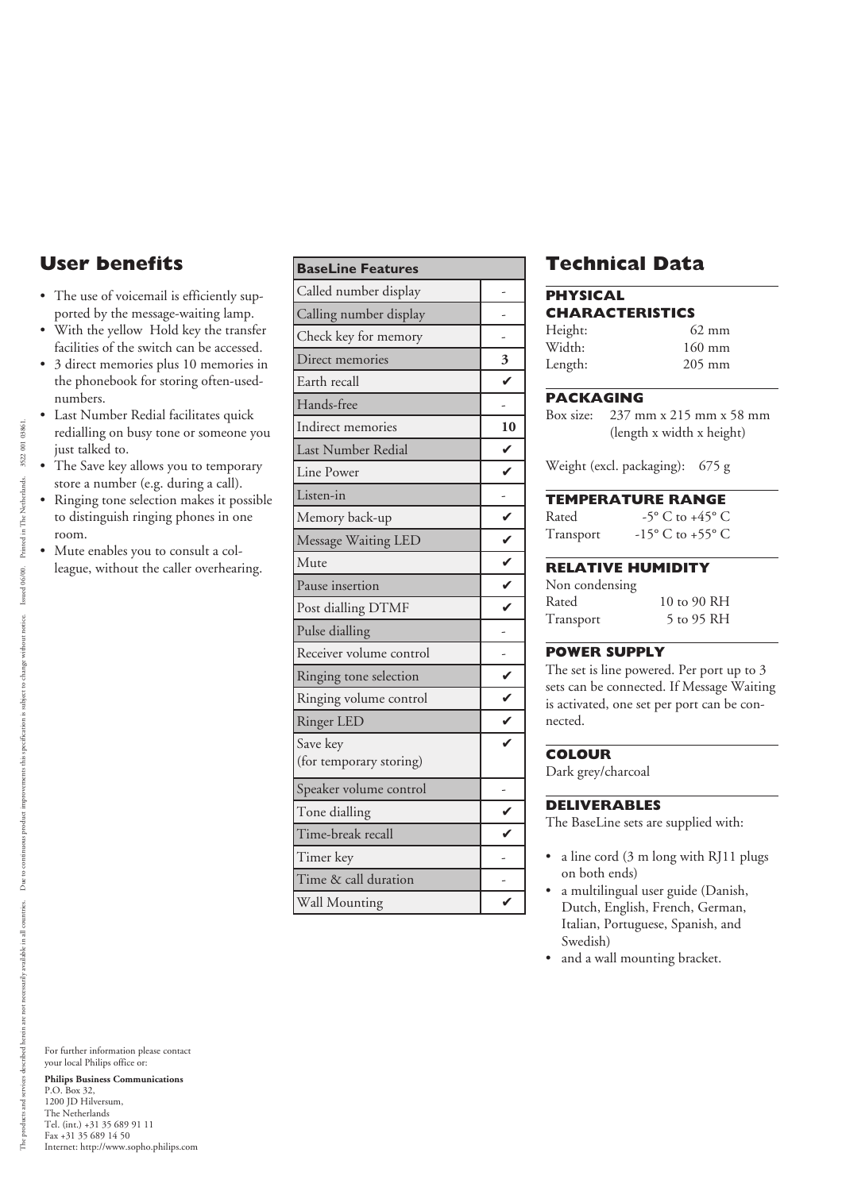## User benefits

- The use of voicemail is efficiently supported by the message-waiting lamp.
- With the yellow Hold key the transfer facilities of the switch can be accessed.
- 3 direct memories plus 10 memories in the phonebook for storing often-used-numbers.
- Last Number Redial facilitates quick redialling on busy tone or someone you just talked to.
- The Save key allows you to temporary store a number (e.g. during a call).
- Ringing tone selection makes it possible to distinguish ringing phones in one room.
- Mute enables you to consult a colleague, without the caller overhearing.

| BaseLine Features | |
|---|---|
| Called number display | - |
| Calling number display | - |
| Check key for memory | - |
| Direct memories | **3** |
| Earth recall | ✔ |
| Hands-free | - |
| Indirect memories | **10** |
| Last Number Redial | ✔ |
| Line Power | ✔ |
| Listen-in | - |
| Memory back-up | ✔ |
| Message Waiting LED | ✔ |
| Mute | ✔ |
| Pause insertion | ✔ |
| Post dialling DTMF | ✔ |
| Pulse dialling | - |
| Receiver volume control | - |
| Ringing tone selection | ✔ |
| Ringing volume control | ✔ |
| Ringer LED | ✔ |
| Save key (for temporary storing) | ✔ |
| Speaker volume control | - |
| Tone dialling | ✔ |
| Time-break recall | ✔ |
| Timer key | - |
| Time & call duration | - |
| Wall Mounting | ✔ |

## Technical Data

### PHYSICAL CHARACTERISTICS

Height: 62 mm
Width: 160 mm
Length: 205 mm

### PACKAGING

Box size: 237 mm x 215 mm x 58 mm (length x width x height)

Weight (excl. packaging): 675 g

### TEMPERATURE RANGE

Rated -5° C to +45° C
Transport -15° C to +55° C

### RELATIVE HUMIDITY

Non condensing
Rated 10 to 90 RH
Transport 5 to 95 RH

### POWER SUPPLY

The set is line powered. Per port up to 3 sets can be connected. If Message Waiting is activated, one set per port can be connected.

### COLOUR

Dark grey/charcoal

### DELIVERABLES

The BaseLine sets are supplied with:

- a line cord (3 m long with RJ11 plugs on both ends)
- a multilingual user guide (Danish, Dutch, English, French, German, Italian, Portuguese, Spanish, and Swedish)
- and a wall mounting bracket.

For further information please contact your local Philips office or:

**Philips Business Communications**
P.O. Box 32,
1200 JD Hilversum,
The Netherlands
Tel. (int.) +31 35 689 91 11
Fax +31 35 689 14 50
Internet: http://www.sopho.philips.com

The products and services described herein are not necessarily available in all countries. Due to continuous product improvements this specification is subject to change without notice. Issued 06/00. Printed in The Netherlands. 3522 001 03861.